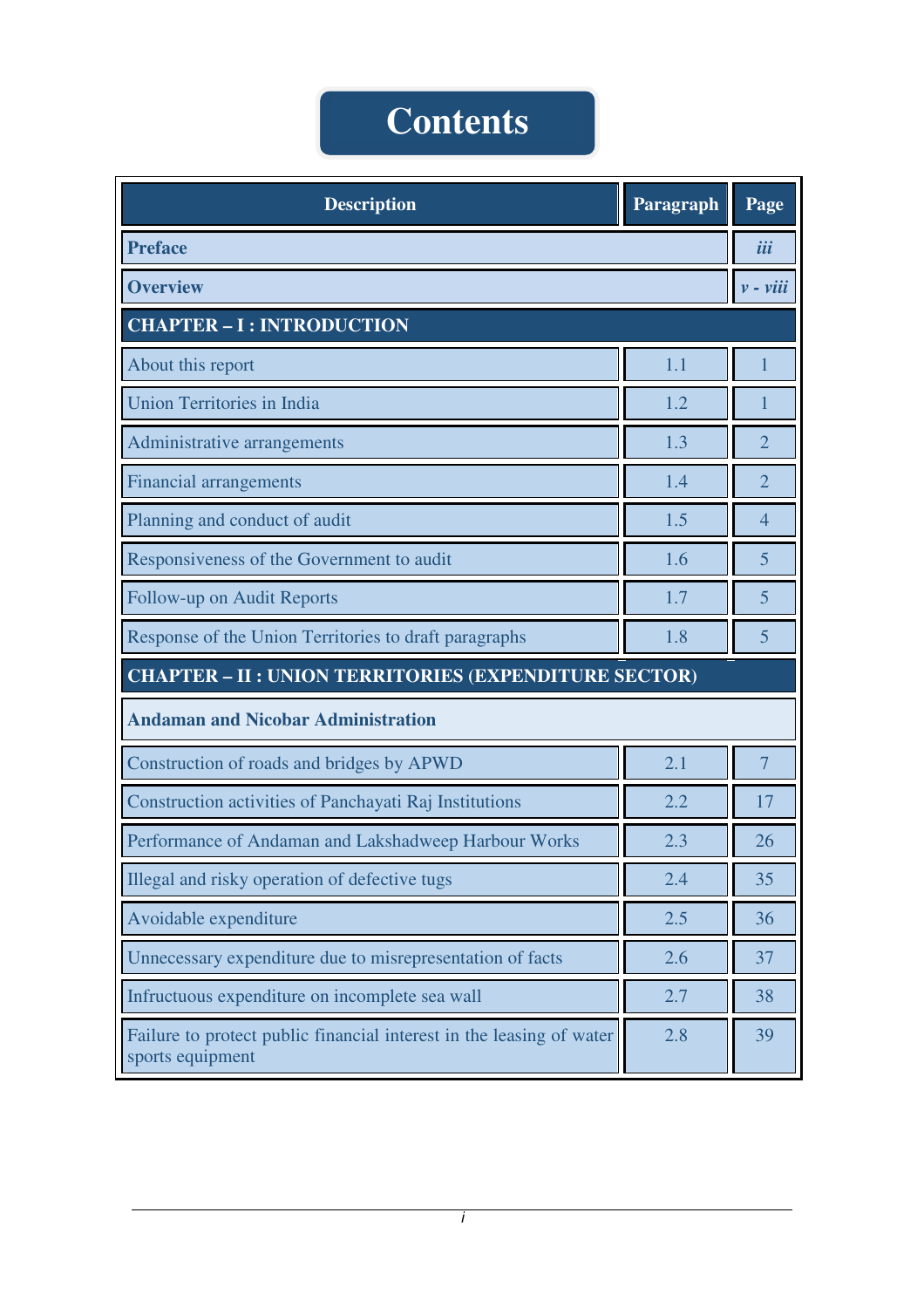# Contents

| Description | Paragraph | Page |
|---|---|---|
| **Preface** | | *iii* |
| **Overview** | | *v - viii* |
| **CHAPTER – I : INTRODUCTION** | | |
| About this report | 1.1 | 1 |
| Union Territories in India | 1.2 | 1 |
| Administrative arrangements | 1.3 | 2 |
| Financial arrangements | 1.4 | 2 |
| Planning and conduct of audit | 1.5 | 4 |
| Responsiveness of the Government to audit | 1.6 | 5 |
| Follow-up on Audit Reports | 1.7 | 5 |
| Response of the Union Territories to draft paragraphs | 1.8 | 5 |
| **CHAPTER – II : UNION TERRITORIES (EXPENDITURE SECTOR)** | | |
| **Andaman and Nicobar Administration** | | |
| Construction of roads and bridges by APWD | 2.1 | 7 |
| Construction activities of Panchayati Raj Institutions | 2.2 | 17 |
| Performance of Andaman and Lakshadweep Harbour Works | 2.3 | 26 |
| Illegal and risky operation of defective tugs | 2.4 | 35 |
| Avoidable expenditure | 2.5 | 36 |
| Unnecessary expenditure due to misrepresentation of facts | 2.6 | 37 |
| Infructuous expenditure on incomplete sea wall | 2.7 | 38 |
| Failure to protect public financial interest in the leasing of water sports equipment | 2.8 | 39 |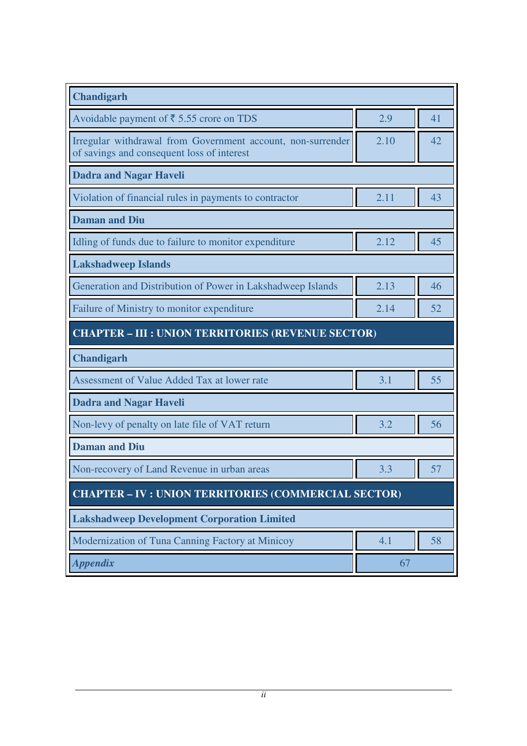| | | |
|---|---|---|
| **Chandigarh** | | |
| Avoidable payment of ₹ 5.55 crore on TDS | 2.9 | 41 |
| Irregular withdrawal from Government account, non-surrender of savings and consequent loss of interest | 2.10 | 42 |
| **Dadra and Nagar Haveli** | | |
| Violation of financial rules in payments to contractor | 2.11 | 43 |
| **Daman and Diu** | | |
| Idling of funds due to failure to monitor expenditure | 2.12 | 45 |
| **Lakshadweep Islands** | | |
| Generation and Distribution of Power in Lakshadweep Islands | 2.13 | 46 |
| Failure of Ministry to monitor expenditure | 2.14 | 52 |
| **CHAPTER – III : UNION TERRITORIES (REVENUE SECTOR)** | | |
| **Chandigarh** | | |
| Assessment of Value Added Tax at lower rate | 3.1 | 55 |
| **Dadra and Nagar Haveli** | | |
| Non-levy of penalty on late file of VAT return | 3.2 | 56 |
| **Daman and Diu** | | |
| Non-recovery of Land Revenue in urban areas | 3.3 | 57 |
| **CHAPTER – IV : UNION TERRITORIES (COMMERCIAL SECTOR)** | | |
| **Lakshadweep Development Corporation Limited** | | |
| Modernization of Tuna Canning Factory at Minicoy | 4.1 | 58 |
| ***Appendix*** | 67 | |